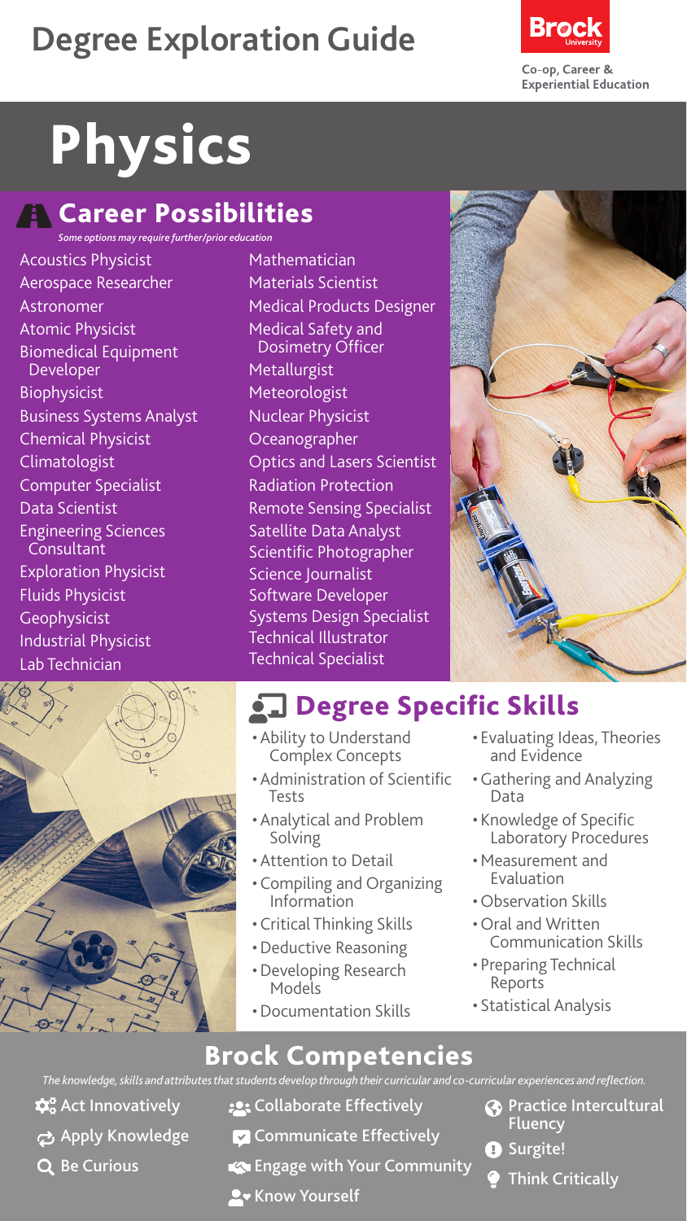# Degree Exploration Guide

Brock University

Co-op, Career & Experiential Education

# Physics

## Career Possibilities

*Some options may require further/prior education*

- Acoustics Physicist
- Aerospace Researcher
- Astronomer
- Atomic Physicist
- Biomedical Equipment Developer
- Biophysicist
- Business Systems Analyst
- Chemical Physicist
- Climatologist
- Computer Specialist
- Data Scientist
- Engineering Sciences Consultant
- Exploration Physicist
- Fluids Physicist
- Geophysicist
- Industrial Physicist
- Lab Technician
- Mathematician
- Materials Scientist
- Medical Products Designer
- Medical Safety and Dosimetry Officer
- Metallurgist
- Meteorologist
- Nuclear Physicist
- Oceanographer
- Optics and Lasers Scientist
- Radiation Protection
- Remote Sensing Specialist
- Satellite Data Analyst
- Scientific Photographer
- Science Journalist
- Software Developer
- Systems Design Specialist
- Technical Illustrator
- Technical Specialist

## Degree Specific Skills

- Ability to Understand Complex Concepts
- Administration of Scientific Tests
- Analytical and Problem Solving
- Attention to Detail
- Compiling and Organizing Information
- Critical Thinking Skills
- Deductive Reasoning
- Developing Research Models
- Documentation Skills
- Evaluating Ideas, Theories and Evidence
- Gathering and Analyzing Data
- Knowledge of Specific Laboratory Procedures
- Measurement and Evaluation
- Observation Skills
- Oral and Written Communication Skills
- Preparing Technical Reports
- Statistical Analysis

## Brock Competencies

*The knowledge, skills and attributes that students develop through their curricular and co-curricular experiences and reflection.*

- Act Innovatively
- Apply Knowledge
- Be Curious
- Collaborate Effectively
- Communicate Effectively
- Engage with Your Community
- Know Yourself
- Practice Intercultural Fluency
- Surgite!
- Think Critically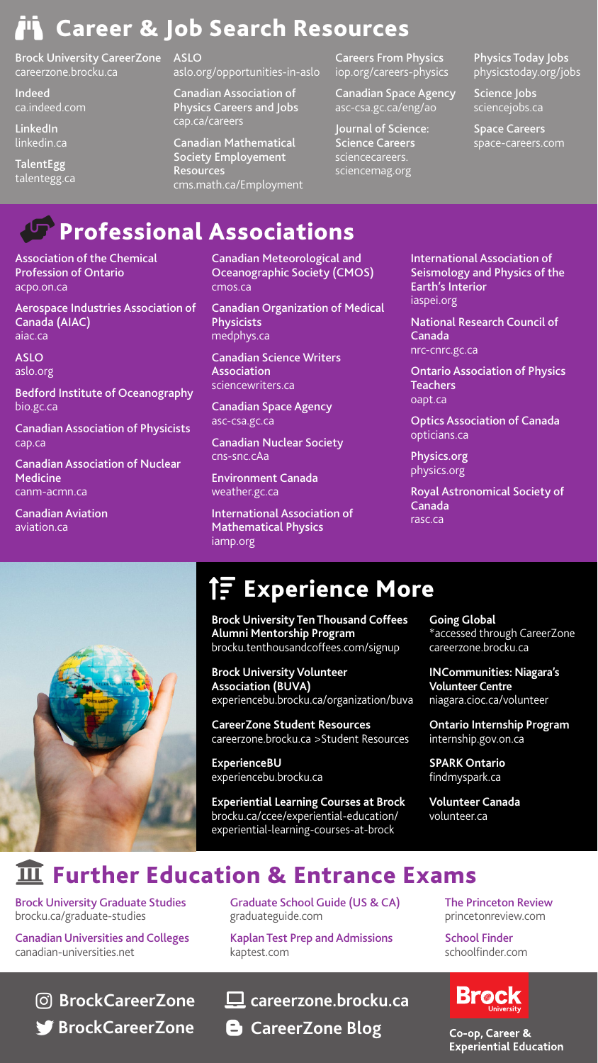# Career & Job Search Resources

**Brock University CareerZone**
careerzone.brocku.ca

**Indeed**
ca.indeed.com

**LinkedIn**
linkedin.ca

**TalentEgg**
talentegg.ca

**ASLO**
aslo.org/opportunities-in-aslo

**Canadian Association of Physics Careers and Jobs**
cap.ca/careers

**Canadian Mathematical Society Employement Resources**
cms.math.ca/Employment

**Careers From Physics**
iop.org/careers-physics

**Canadian Space Agency**
asc-csa.gc.ca/eng/ao

**Journal of Science: Science Careers**
sciencecareers.sciencemag.org

**Physics Today Jobs**
physicstoday.org/jobs

**Science Jobs**
sciencejobs.ca

**Space Careers**
space-careers.com

# Professional Associations

**Association of the Chemical Profession of Ontario**
acpo.on.ca

**Aerospace Industries Association of Canada (AIAC)**
aiac.ca

**ASLO**
aslo.org

**Bedford Institute of Oceanography**
bio.gc.ca

**Canadian Association of Physicists**
cap.ca

**Canadian Association of Nuclear Medicine**
canm-acmn.ca

**Canadian Aviation**
aviation.ca

**Canadian Meteorological and Oceanographic Society (CMOS)**
cmos.ca

**Canadian Organization of Medical Physicists**
medphys.ca

**Canadian Science Writers Association**
sciencewriters.ca

**Canadian Space Agency**
asc-csa.gc.ca

**Canadian Nuclear Society**
cns-snc.cAa

**Environment Canada**
weather.gc.ca

**International Association of Mathematical Physics**
iamp.org

**International Association of Seismology and Physics of the Earth's Interior**
iaspei.org

**National Research Council of Canada**
nrc-cnrc.gc.ca

**Ontario Association of Physics Teachers**
oapt.ca

**Optics Association of Canada**
opticians.ca

**Physics.org**
physics.org

**Royal Astronomical Society of Canada**
rasc.ca

# Experience More

**Brock University Ten Thousand Coffees Alumni Mentorship Program**
brocku.tenthousandcoffees.com/signup

**Brock University Volunteer Association (BUVA)**
experiencebu.brocku.ca/organization/buva

**CareerZone Student Resources**
careerzone.brocku.ca >Student Resources

**ExperienceBU**
experiencebu.brocku.ca

**Experiential Learning Courses at Brock**
brocku.ca/ccee/experiential-education/experiential-learning-courses-at-brock

**Going Global**
*accessed through CareerZone
careerzone.brocku.ca

**INCommunities: Niagara's Volunteer Centre**
niagara.cioc.ca/volunteer

**Ontario Internship Program**
internship.gov.on.ca

**SPARK Ontario**
findmyspark.ca

**Volunteer Canada**
volunteer.ca

# Further Education & Entrance Exams

**Brock University Graduate Studies**
brocku.ca/graduate-studies

**Canadian Universities and Colleges**
canadian-universities.net

**Graduate School Guide (US & CA)**
graduateguide.com

**Kaplan Test Prep and Admissions**
kaptest.com

**The Princeton Review**
princetonreview.com

**School Finder**
schoolfinder.com

BrockCareerZone
BrockCareerZone
careerzone.brocku.ca
CareerZone Blog

Brock University
Co-op, Career & Experiential Education